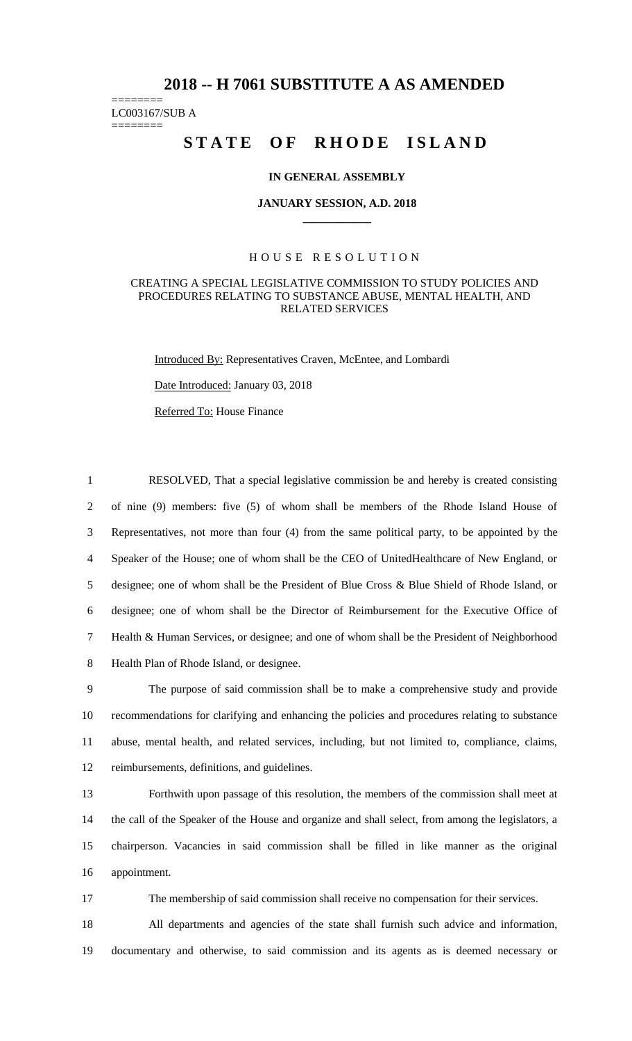# 2018 -- H 7061 SUBSTITUTE A AS AMENDED

========
LC003167/SUB A
========

## STATE OF RHODE ISLAND

### IN GENERAL ASSEMBLY

### JANUARY SESSION, A.D. 2018

### HOUSE RESOLUTION

CREATING A SPECIAL LEGISLATIVE COMMISSION TO STUDY POLICIES AND PROCEDURES RELATING TO SUBSTANCE ABUSE, MENTAL HEALTH, AND RELATED SERVICES

Introduced By: Representatives Craven, McEntee, and Lombardi

Date Introduced: January 03, 2018

Referred To: House Finance

RESOLVED, That a special legislative commission be and hereby is created consisting of nine (9) members: five (5) of whom shall be members of the Rhode Island House of Representatives, not more than four (4) from the same political party, to be appointed by the Speaker of the House; one of whom shall be the CEO of UnitedHealthcare of New England, or designee; one of whom shall be the President of Blue Cross & Blue Shield of Rhode Island, or designee; one of whom shall be the Director of Reimbursement for the Executive Office of Health & Human Services, or designee; and one of whom shall be the President of Neighborhood Health Plan of Rhode Island, or designee.

The purpose of said commission shall be to make a comprehensive study and provide recommendations for clarifying and enhancing the policies and procedures relating to substance abuse, mental health, and related services, including, but not limited to, compliance, claims, reimbursements, definitions, and guidelines.

Forthwith upon passage of this resolution, the members of the commission shall meet at the call of the Speaker of the House and organize and shall select, from among the legislators, a chairperson. Vacancies in said commission shall be filled in like manner as the original appointment.

The membership of said commission shall receive no compensation for their services.

All departments and agencies of the state shall furnish such advice and information, documentary and otherwise, to said commission and its agents as is deemed necessary or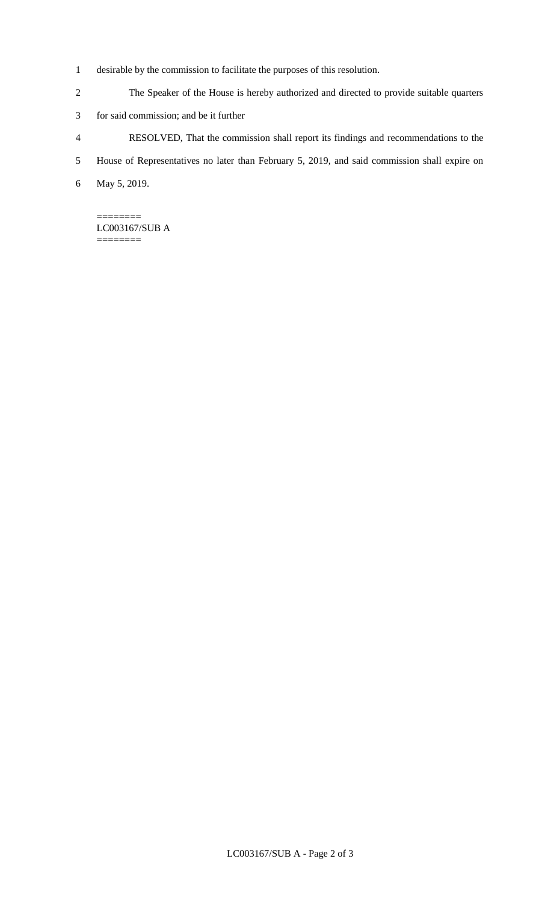desirable by the commission to facilitate the purposes of this resolution.

The Speaker of the House is hereby authorized and directed to provide suitable quarters for said commission; and be it further

RESOLVED, That the commission shall report its findings and recommendations to the House of Representatives no later than February 5, 2019, and said commission shall expire on May 5, 2019.

========
LC003167/SUB A
========